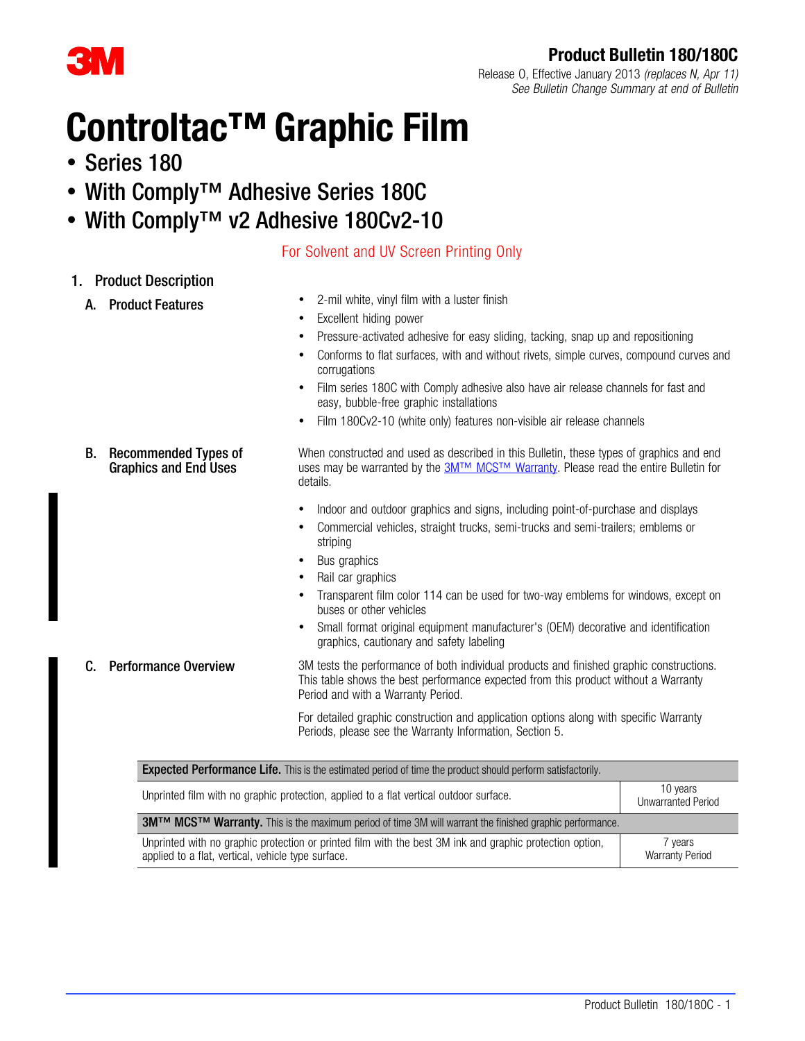**Product Bulletin 180/180C**

Release O, Effective January 2013 *(replaces N, Apr 11)*
*See Bulletin Change Summary at end of Bulletin*

# Controltac™ Graphic Film

- Series 180
- With Comply™ Adhesive Series 180C
- With Comply™ v2 Adhesive 180Cv2-10

For Solvent and UV Screen Printing Only

## 1. Product Description

### A. Product Features

- 2-mil white, vinyl film with a luster finish
- Excellent hiding power
- Pressure-activated adhesive for easy sliding, tacking, snap up and repositioning
- Conforms to flat surfaces, with and without rivets, simple curves, compound curves and corrugations
- Film series 180C with Comply adhesive also have air release channels for fast and easy, bubble-free graphic installations
- Film 180Cv2-10 (white only) features non-visible air release channels

### B. Recommended Types of Graphics and End Uses

When constructed and used as described in this Bulletin, these types of graphics and end uses may be warranted by the 3M™ MCS™ Warranty. Please read the entire Bulletin for details.

- Indoor and outdoor graphics and signs, including point-of-purchase and displays
- Commercial vehicles, straight trucks, semi-trucks and semi-trailers; emblems or striping
- Bus graphics
- Rail car graphics
- Transparent film color 114 can be used for two-way emblems for windows, except on buses or other vehicles
- Small format original equipment manufacturer's (OEM) decorative and identification graphics, cautionary and safety labeling

### C. Performance Overview

3M tests the performance of both individual products and finished graphic constructions. This table shows the best performance expected from this product without a Warranty Period and with a Warranty Period.

For detailed graphic construction and application options along with specific Warranty Periods, please see the Warranty Information, Section 5.

| **Expected Performance Life.** This is the estimated period of time the product should perform satisfactorily. | |
|---|---|
| Unprinted film with no graphic protection, applied to a flat vertical outdoor surface. | 10 years Unwarranted Period |
| **3M™ MCS™ Warranty.** This is the maximum period of time 3M will warrant the finished graphic performance. | |
| Unprinted with no graphic protection or printed film with the best 3M ink and graphic protection option, applied to a flat, vertical, vehicle type surface. | 7 years Warranty Period |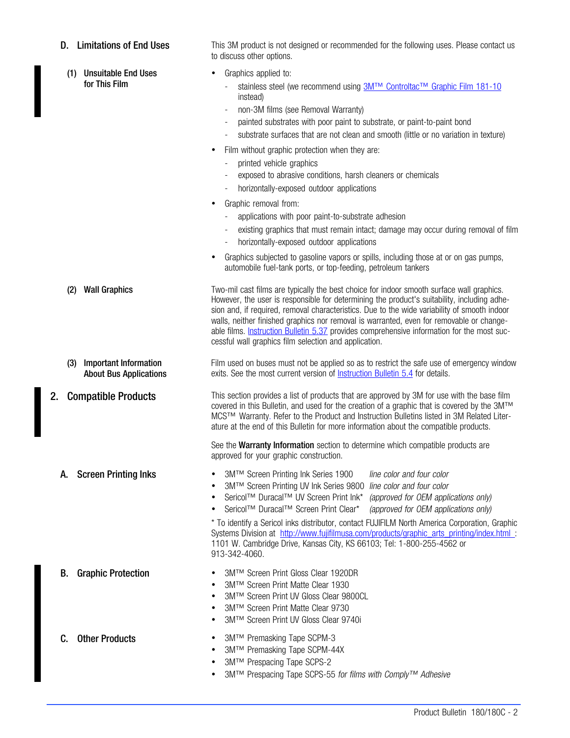### D. Limitations of End Uses

This 3M product is not designed or recommended for the following uses. Please contact us to discuss other options.

#### (1) Unsuitable End Uses for This Film

- Graphics applied to:
  - stainless steel (we recommend using 3M™ Controltac™ Graphic Film 181-10 instead)
  - non-3M films (see Removal Warranty)
  - painted substrates with poor paint to substrate, or paint-to-paint bond
  - substrate surfaces that are not clean and smooth (little or no variation in texture)
- Film without graphic protection when they are:
  - printed vehicle graphics
  - exposed to abrasive conditions, harsh cleaners or chemicals
  - horizontally-exposed outdoor applications
- Graphic removal from:
  - applications with poor paint-to-substrate adhesion
  - existing graphics that must remain intact; damage may occur during removal of film
  - horizontally-exposed outdoor applications
- Graphics subjected to gasoline vapors or spills, including those at or on gas pumps, automobile fuel-tank ports, or top-feeding, petroleum tankers

#### (2) Wall Graphics

Two-mil cast films are typically the best choice for indoor smooth surface wall graphics. However, the user is responsible for determining the product's suitability, including adhesion and, if required, removal characteristics. Due to the wide variability of smooth indoor walls, neither finished graphics nor removal is warranted, even for removable or changeable films. Instruction Bulletin 5.37 provides comprehensive information for the most successful wall graphics film selection and application.

#### (3) Important Information About Bus Applications

Film used on buses must not be applied so as to restrict the safe use of emergency window exits. See the most current version of Instruction Bulletin 5.4 for details.

## 2. Compatible Products

This section provides a list of products that are approved by 3M for use with the base film covered in this Bulletin, and used for the creation of a graphic that is covered by the 3M™ MCS™ Warranty. Refer to the Product and Instruction Bulletins listed in 3M Related Literature at the end of this Bulletin for more information about the compatible products.

See the **Warranty Information** section to determine which compatible products are approved for your graphic construction.

### A. Screen Printing Inks

- 3M™ Screen Printing Ink Series 1900 *line color and four color*
- 3M™ Screen Printing UV Ink Series 9800 *line color and four color*
- Sericol™ Duracal™ UV Screen Print Ink* *(approved for OEM applications only)*
- Sericol™ Duracal™ Screen Print Clear* *(approved for OEM applications only)*

* To identify a Sericol inks distributor, contact FUJIFILM North America Corporation, Graphic Systems Division at http://www.fujifilmusa.com/products/graphic_arts_printing/index.html ; 1101 W. Cambridge Drive, Kansas City, KS 66103; Tel: 1-800-255-4562 or 913-342-4060.

### B. Graphic Protection

- 3M™ Screen Print Gloss Clear 1920DR
- 3M™ Screen Print Matte Clear 1930
- 3M™ Screen Print UV Gloss Clear 9800CL
- 3M™ Screen Print Matte Clear 9730
- 3M™ Screen Print UV Gloss Clear 9740i

### C. Other Products

- 3M™ Premasking Tape SCPM-3
- 3M™ Premasking Tape SCPM-44X
- 3M™ Prespacing Tape SCPS-2
- 3M™ Prespacing Tape SCPS-55 *for films with Comply™ Adhesive*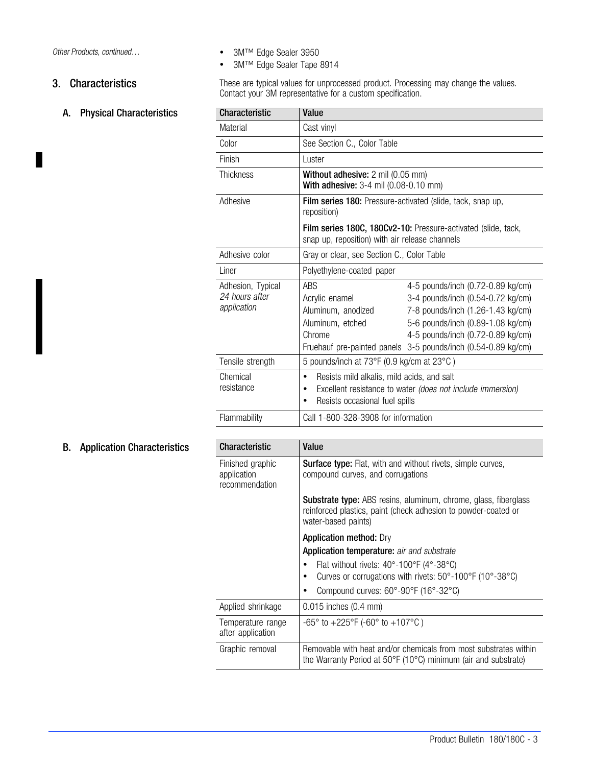*Other Products, continued…*

- 3M™ Edge Sealer 3950
- 3M™ Edge Sealer Tape 8914

## 3. Characteristics

These are typical values for unprocessed product. Processing may change the values. Contact your 3M representative for a custom specification.

### A. Physical Characteristics

| Characteristic | Value | |
|---|---|---|
| Material | Cast vinyl | |
| Color | See Section C., Color Table | |
| Finish | Luster | |
| Thickness | **Without adhesive:** 2 mil (0.05 mm)<br>**With adhesive:** 3-4 mil (0.08-0.10 mm) | |
| Adhesive | **Film series 180:** Pressure-activated (slide, tack, snap up, reposition)<br>**Film series 180C, 180Cv2-10:** Pressure-activated (slide, tack, snap up, reposition) with air release channels | |
| Adhesive color | Gray or clear, see Section C., Color Table | |
| Liner | Polyethylene-coated paper | |
| Adhesion, Typical *24 hours after application* | ABS | 4-5 pounds/inch (0.72-0.89 kg/cm) |
| | Acrylic enamel | 3-4 pounds/inch (0.54-0.72 kg/cm) |
| | Aluminum, anodized | 7-8 pounds/inch (1.26-1.43 kg/cm) |
| | Aluminum, etched | 5-6 pounds/inch (0.89-1.08 kg/cm) |
| | Chrome | 4-5 pounds/inch (0.72-0.89 kg/cm) |
| | Fruehauf pre-painted panels | 3-5 pounds/inch (0.54-0.89 kg/cm) |
| Tensile strength | 5 pounds/inch at 73°F (0.9 kg/cm at 23°C ) | |
| Chemical resistance | • Resists mild alkalis, mild acids, and salt<br>• Excellent resistance to water *(does not include immersion)*<br>• Resists occasional fuel spills | |
| Flammability | Call 1-800-328-3908 for information | |

### B. Application Characteristics

| Characteristic | Value |
|---|---|
| Finished graphic application recommendation | **Surface type:** Flat, with and without rivets, simple curves, compound curves, and corrugations<br>**Substrate type:** ABS resins, aluminum, chrome, glass, fiberglass reinforced plastics, paint (check adhesion to powder-coated or water-based paints)<br>**Application method:** Dry<br>**Application temperature:** *air and substrate*<br>• Flat without rivets: 40°-100°F (4°-38°C)<br>• Curves or corrugations with rivets: 50°-100°F (10°-38°C)<br>• Compound curves: 60°-90°F (16°-32°C) |
| Applied shrinkage | 0.015 inches (0.4 mm) |
| Temperature range after application | -65° to +225°F (-60° to +107°C ) |
| Graphic removal | Removable with heat and/or chemicals from most substrates within the Warranty Period at 50°F (10°C) minimum (air and substrate) |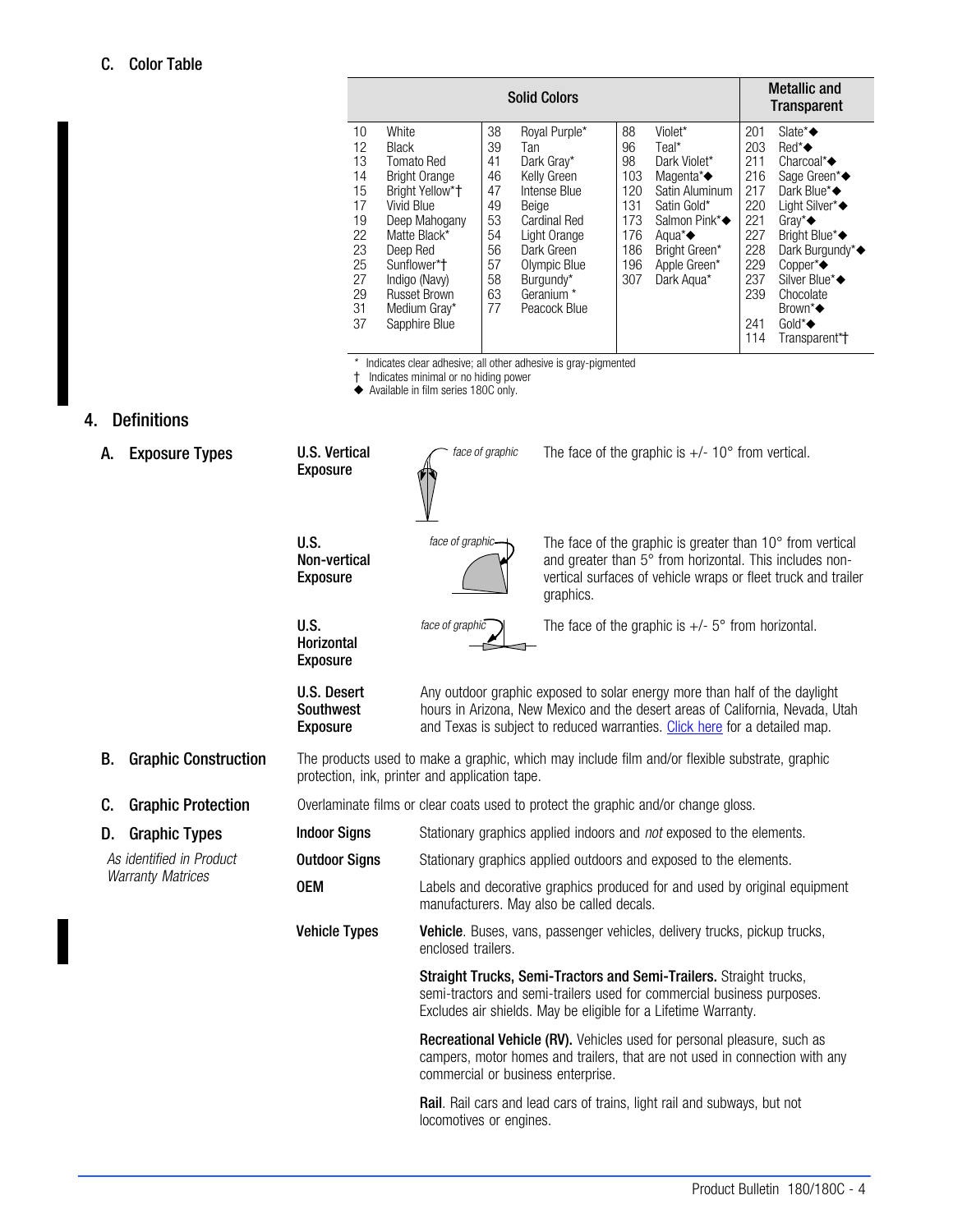### C. Color Table

| Solid Colors | | | | | | Metallic and Transparent | |
|---|---|---|---|---|---|---|---|
| 10 | White | 38 | Royal Purple* | 88 | Violet* | 201 | Slate*◆ |
| 12 | Black | 39 | Tan | 96 | Teal* | 203 | Red*◆ |
| 13 | Tomato Red | 41 | Dark Gray* | 98 | Dark Violet* | 211 | Charcoal*◆ |
| 14 | Bright Orange | 46 | Kelly Green | 103 | Magenta*◆ | 216 | Sage Green*◆ |
| 15 | Bright Yellow*† | 47 | Intense Blue | 120 | Satin Aluminum | 217 | Dark Blue*◆ |
| 17 | Vivid Blue | 49 | Beige | 131 | Satin Gold* | 220 | Light Silver*◆ |
| 19 | Deep Mahogany | 53 | Cardinal Red | 173 | Salmon Pink*◆ | 221 | Gray*◆ |
| 22 | Matte Black* | 54 | Light Orange | 176 | Aqua*◆ | 227 | Bright Blue*◆ |
| 23 | Deep Red | 56 | Dark Green | 186 | Bright Green* | 228 | Dark Burgundy*◆ |
| 25 | Sunflower*† | 57 | Olympic Blue | 196 | Apple Green* | 229 | Copper*◆ |
| 27 | Indigo (Navy) | 58 | Burgundy* | 307 | Dark Aqua* | 237 | Silver Blue*◆ |
| 29 | Russet Brown | 63 | Geranium * | | | 239 | Chocolate Brown*◆ |
| 31 | Medium Gray* | 77 | Peacock Blue | | | 241 | Gold*◆ |
| 37 | Sapphire Blue | | | | | 114 | Transparent*† |

\* Indicates clear adhesive; all other adhesive is gray-pigmented
† Indicates minimal or no hiding power
◆ Available in film series 180C only.

## 4. Definitions

### A. Exposure Types

**U.S. Vertical Exposure** — The face of the graphic is +/- 10° from vertical.

**U.S. Non-vertical Exposure** — The face of the graphic is greater than 10° from vertical and greater than 5° from horizontal. This includes non-vertical surfaces of vehicle wraps or fleet truck and trailer graphics.

**U.S. Horizontal Exposure** — The face of the graphic is +/- 5° from horizontal.

**U.S. Desert Southwest Exposure** — Any outdoor graphic exposed to solar energy more than half of the daylight hours in Arizona, New Mexico and the desert areas of California, Nevada, Utah and Texas is subject to reduced warranties. Click here for a detailed map.

### B. Graphic Construction

The products used to make a graphic, which may include film and/or flexible substrate, graphic protection, ink, printer and application tape.

### C. Graphic Protection

Overlaminate films or clear coats used to protect the graphic and/or change gloss.

### D. Graphic Types

*As identified in Product Warranty Matrices*

**Indoor Signs** — Stationary graphics applied indoors and *not* exposed to the elements.

**Outdoor Signs** — Stationary graphics applied outdoors and exposed to the elements.

**OEM** — Labels and decorative graphics produced for and used by original equipment manufacturers. May also be called decals.

**Vehicle Types**

**Vehicle**. Buses, vans, passenger vehicles, delivery trucks, pickup trucks, enclosed trailers.

**Straight Trucks, Semi-Tractors and Semi-Trailers.** Straight trucks, semi-tractors and semi-trailers used for commercial business purposes. Excludes air shields. May be eligible for a Lifetime Warranty.

**Recreational Vehicle (RV).** Vehicles used for personal pleasure, such as campers, motor homes and trailers, that are not used in connection with any commercial or business enterprise.

**Rail**. Rail cars and lead cars of trains, light rail and subways, but not locomotives or engines.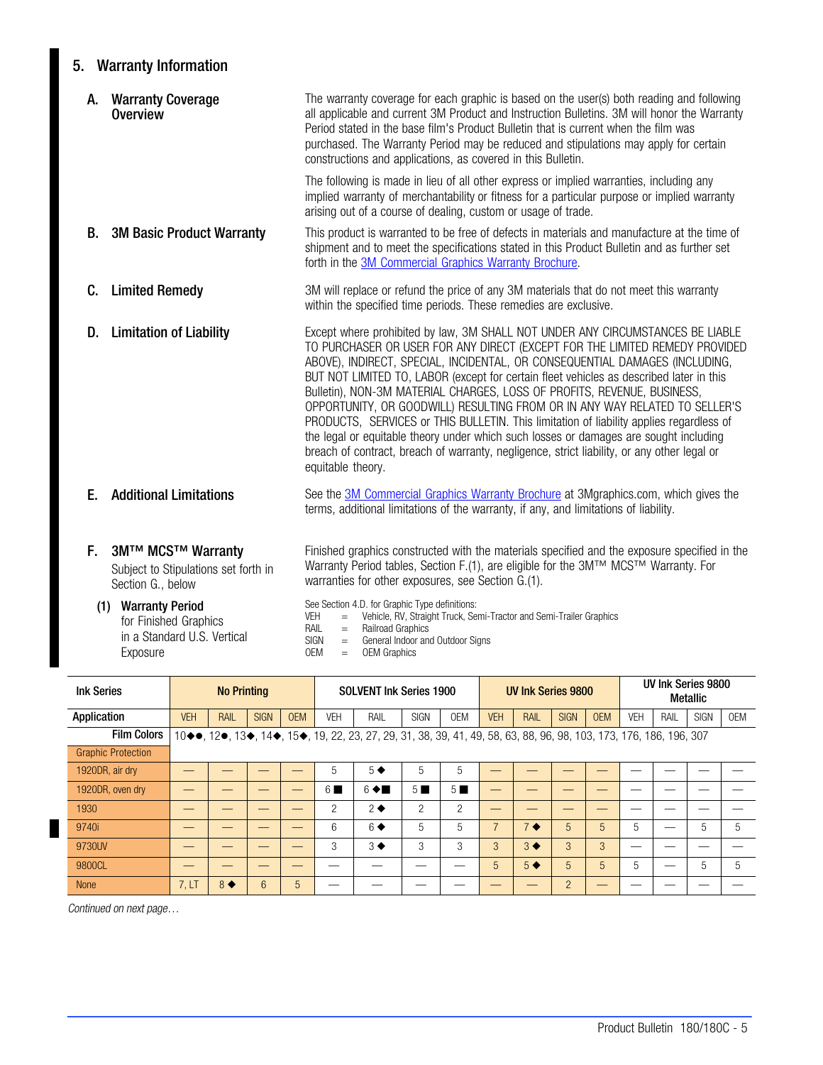## 5. Warranty Information

### A. Warranty Coverage Overview

The warranty coverage for each graphic is based on the user(s) both reading and following all applicable and current 3M Product and Instruction Bulletins. 3M will honor the Warranty Period stated in the base film's Product Bulletin that is current when the film was purchased. The Warranty Period may be reduced and stipulations may apply for certain constructions and applications, as covered in this Bulletin.

The following is made in lieu of all other express or implied warranties, including any implied warranty of merchantability or fitness for a particular purpose or implied warranty arising out of a course of dealing, custom or usage of trade.

### B. 3M Basic Product Warranty

This product is warranted to be free of defects in materials and manufacture at the time of shipment and to meet the specifications stated in this Product Bulletin and as further set forth in the 3M Commercial Graphics Warranty Brochure.

### C. Limited Remedy

3M will replace or refund the price of any 3M materials that do not meet this warranty within the specified time periods. These remedies are exclusive.

### D. Limitation of Liability

Except where prohibited by law, 3M SHALL NOT UNDER ANY CIRCUMSTANCES BE LIABLE TO PURCHASER OR USER FOR ANY DIRECT (EXCEPT FOR THE LIMITED REMEDY PROVIDED ABOVE), INDIRECT, SPECIAL, INCIDENTAL, OR CONSEQUENTIAL DAMAGES (INCLUDING, BUT NOT LIMITED TO, LABOR (except for certain fleet vehicles as described later in this Bulletin), NON-3M MATERIAL CHARGES, LOSS OF PROFITS, REVENUE, BUSINESS, OPPORTUNITY, OR GOODWILL) RESULTING FROM OR IN ANY WAY RELATED TO SELLER'S PRODUCTS, SERVICES or THIS BULLETIN. This limitation of liability applies regardless of the legal or equitable theory under which such losses or damages are sought including breach of contract, breach of warranty, negligence, strict liability, or any other legal or equitable theory.

### E. Additional Limitations

See the 3M Commercial Graphics Warranty Brochure at 3Mgraphics.com, which gives the terms, additional limitations of the warranty, if any, and limitations of liability.

### F. 3M™ MCS™ Warranty

Subject to Stipulations set forth in Section G., below

Finished graphics constructed with the materials specified and the exposure specified in the Warranty Period tables, Section F.(1), are eligible for the 3M™ MCS™ Warranty. For warranties for other exposures, see Section G.(1).

#### (1) Warranty Period for Finished Graphics in a Standard U.S. Vertical Exposure

See Section 4.D. for Graphic Type definitions:

- VEH = Vehicle, RV, Straight Truck, Semi-Tractor and Semi-Trailer Graphics
- RAIL = Railroad Graphics
- SIGN = General Indoor and Outdoor Signs
- OEM = OEM Graphics

| Ink Series | No Printing | | | | SOLVENT Ink Series 1900 | | | | UV Ink Series 9800 | | | | UV Ink Series 9800 Metallic | | | |
|---|---|---|---|---|---|---|---|---|---|---|---|---|---|---|---|---|
| Application | VEH | RAIL | SIGN | OEM | VEH | RAIL | SIGN | OEM | VEH | RAIL | SIGN | OEM | VEH | RAIL | SIGN | OEM |
| Film Colors | 10◆●, 12●, 13◆, 14◆, 15◆, 19, 22, 23, 27, 29, 31, 38, 39, 41, 49, 58, 63, 88, 96, 98, 103, 173, 176, 186, 196, 307 | | | | | | | | | | | | | | | |
| Graphic Protection | | | | | | | | | | | | | | | | |
| 1920DR, air dry | — | — | — | — | 5 | 5 ◆ | 5 | 5 | — | — | — | — | — | — | — | — |
| 1920DR, oven dry | — | — | — | — | 6 ■ | 6 ◆■ | 5 ■ | 5 ■ | — | — | — | — | — | — | — | — |
| 1930 | — | — | — | — | 2 | 2 ◆ | 2 | 2 | — | — | — | — | — | — | — | — |
| 9740i | — | — | — | — | 6 | 6 ◆ | 5 | 5 | 7 | 7 ◆ | 5 | 5 | 5 | — | 5 | 5 |
| 9730UV | — | — | — | — | 3 | 3 ◆ | 3 | 3 | 3 | 3 ◆ | 3 | 3 | — | — | — | — |
| 9800CL | — | — | — | — | — | — | — | — | 5 | 5 ◆ | 5 | 5 | 5 | — | 5 | 5 |
| None | 7, LT | 8 ◆ | 6 | 5 | — | — | — | — | — | — | 2 | — | — | — | — | — |

*Continued on next page…*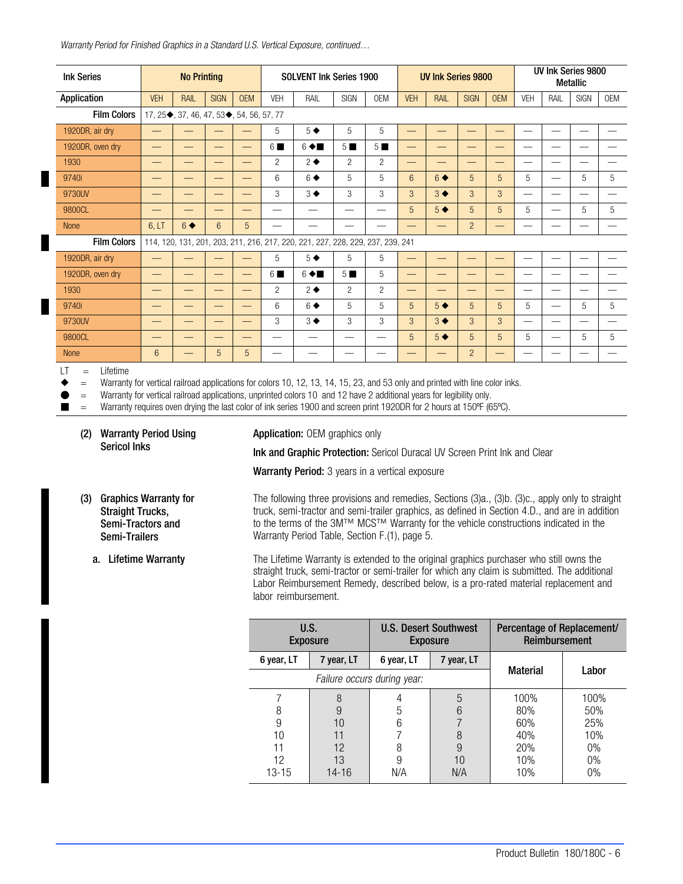*Warranty Period for Finished Graphics in a Standard U.S. Vertical Exposure, continued…*

| Ink Series | No Printing | | | | SOLVENT Ink Series 1900 | | | | UV Ink Series 9800 | | | | UV Ink Series 9800 Metallic | | | |
|---|---|---|---|---|---|---|---|---|---|---|---|---|---|---|---|---|
| **Application** | VEH | RAIL | SIGN | OEM | VEH | RAIL | SIGN | OEM | VEH | RAIL | SIGN | OEM | VEH | RAIL | SIGN | OEM |
| **Film Colors** | 17, 25◆, 37, 46, 47, 53◆, 54, 56, 57, 77 | | | | | | | | | | | | | | | |
| 1920DR, air dry | — | — | — | — | 5 | 5 ◆ | 5 | 5 | — | — | — | — | — | — | — | — |
| 1920DR, oven dry | — | — | — | — | 6 ■ | 6 ◆■ | 5 ■ | 5 ■ | — | — | — | — | — | — | — | — |
| 1930 | — | — | — | — | 2 | 2 ◆ | 2 | 2 | — | — | — | — | — | — | — | — |
| 9740i | — | — | — | — | 6 | 6 ◆ | 5 | 5 | 6 | 6 ◆ | 5 | 5 | 5 | — | 5 | 5 |
| 9730UV | — | — | — | — | 3 | 3 ◆ | 3 | 3 | 3 | 3 ◆ | 3 | 3 | — | — | — | — |
| 9800CL | — | — | — | — | — | — | — | — | 5 | 5 ◆ | 5 | 5 | 5 | — | 5 | 5 |
| None | 6, LT | 6 ◆ | 6 | 5 | — | — | — | — | — | — | 2 | — | — | — | — | — |
| **Film Colors** | 114, 120, 131, 201, 203, 211, 216, 217, 220, 221, 227, 228, 229, 237, 239, 241 | | | | | | | | | | | | | | | |
| 1920DR, air dry | — | — | — | — | 5 | 5 ◆ | 5 | 5 | — | — | — | — | — | — | — | — |
| 1920DR, oven dry | — | — | — | — | 6 ■ | 6 ◆■ | 5 ■ | 5 | — | — | — | — | — | — | — | — |
| 1930 | — | — | — | — | 2 | 2 ◆ | 2 | 2 | — | — | — | — | — | — | — | — |
| 9740i | — | — | — | — | 6 | 6 ◆ | 5 | 5 | 5 | 5 ◆ | 5 | 5 | 5 | — | 5 | 5 |
| 9730UV | — | — | — | — | 3 | 3 ◆ | 3 | 3 | 3 | 3 ◆ | 3 | 3 | — | — | — | — |
| 9800CL | — | — | — | — | — | — | — | — | 5 | 5 ◆ | 5 | 5 | 5 | — | 5 | 5 |
| None | 6 | — | 5 | 5 | — | — | — | — | — | — | 2 | — | — | — | — | — |

LT = Lifetime

◆ = Warranty for vertical railroad applications for colors 10, 12, 13, 14, 15, 23, and 53 only and printed with line color inks.

● = Warranty for vertical railroad applications, unprinted colors 10 and 12 have 2 additional years for legibility only.

■ = Warranty requires oven drying the last color of ink series 1900 and screen print 1920DR for 2 hours at 150ºF (65ºC).

**(2) Warranty Period Using Sericol Inks**

**Application:** OEM graphics only

**Ink and Graphic Protection:** Sericol Duracal UV Screen Print Ink and Clear

**Warranty Period:** 3 years in a vertical exposure

**(3) Graphics Warranty for Straight Trucks, Semi-Tractors and Semi-Trailers**

The following three provisions and remedies, Sections (3)a., (3)b. (3)c., apply only to straight truck, semi-tractor and semi-trailer graphics, as defined in Section 4.D., and are in addition to the terms of the 3M™ MCS™ Warranty for the vehicle constructions indicated in the Warranty Period Table, Section F.(1), page 5.

**a. Lifetime Warranty**

The Lifetime Warranty is extended to the original graphics purchaser who still owns the straight truck, semi-tractor or semi-trailer for which any claim is submitted. The additional Labor Reimbursement Remedy, described below, is a pro-rated material replacement and labor reimbursement.

| U.S. Exposure | | U.S. Desert Southwest Exposure | | Percentage of Replacement/ Reimbursement | |
|---|---|---|---|---|---|
| 6 year, LT | 7 year, LT | 6 year, LT | 7 year, LT | Material | Labor |
| *Failure occurs during year:* | | | | | |
| 7 | 8 | 4 | 5 | 100% | 100% |
| 8 | 9 | 5 | 6 | 80% | 50% |
| 9 | 10 | 6 | 7 | 60% | 25% |
| 10 | 11 | 7 | 8 | 40% | 10% |
| 11 | 12 | 8 | 9 | 20% | 0% |
| 12 | 13 | 9 | 10 | 10% | 0% |
| 13-15 | 14-16 | N/A | N/A | 10% | 0% |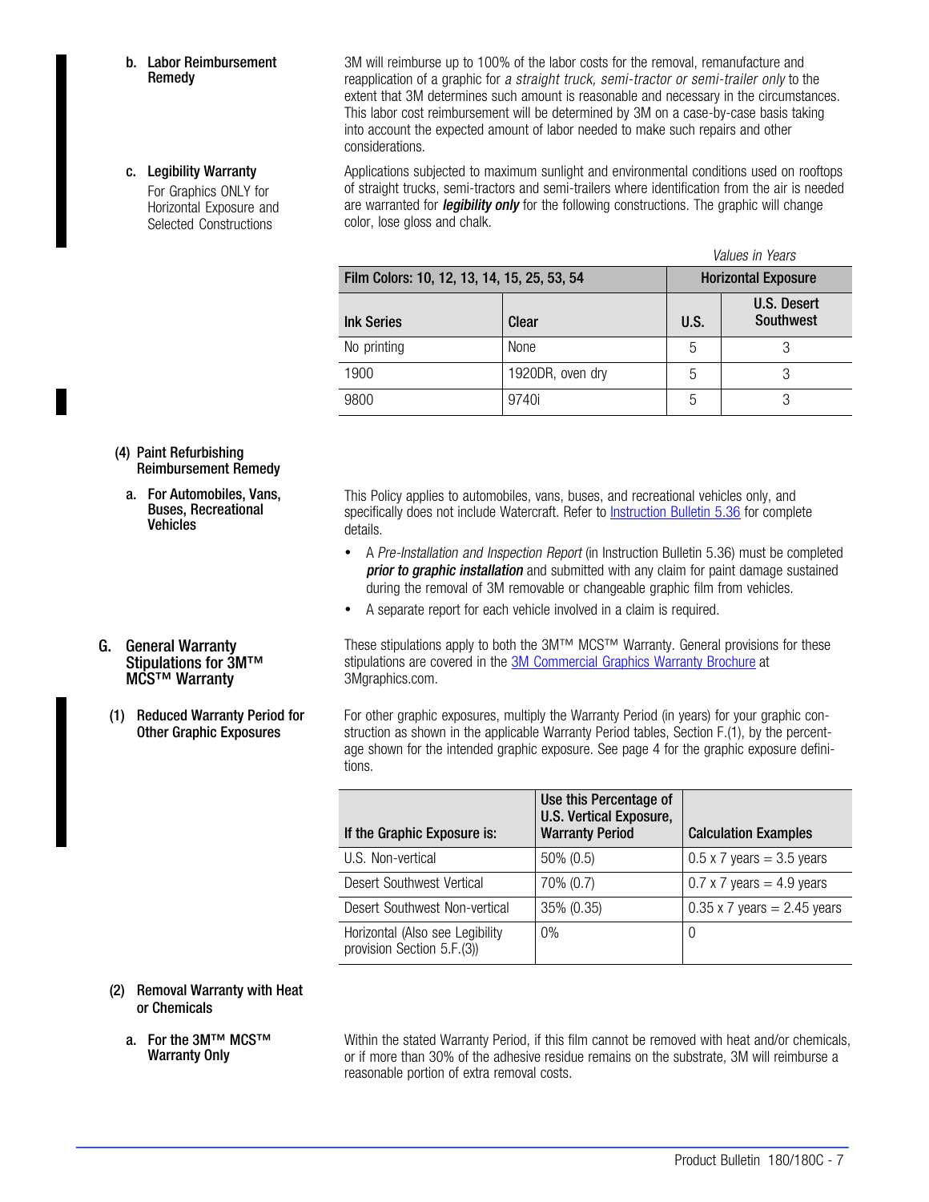**b. Labor Reimbursement Remedy**

3M will reimburse up to 100% of the labor costs for the removal, remanufacture and reapplication of a graphic for *a straight truck, semi-tractor or semi-trailer only* to the extent that 3M determines such amount is reasonable and necessary in the circumstances. This labor cost reimbursement will be determined by 3M on a case-by-case basis taking into account the expected amount of labor needed to make such repairs and other considerations.

**c. Legibility Warranty**

For Graphics ONLY for Horizontal Exposure and Selected Constructions

Applications subjected to maximum sunlight and environmental conditions used on rooftops of straight trucks, semi-tractors and semi-trailers where identification from the air is needed are warranted for ***legibility only*** for the following constructions. The graphic will change color, lose gloss and chalk.

*Values in Years*

| Film Colors: 10, 12, 13, 14, 15, 25, 53, 54 | | Horizontal Exposure | |
|---|---|---|---|
| Ink Series | Clear | U.S. | U.S. Desert Southwest |
| No printing | None | 5 | 3 |
| 1900 | 1920DR, oven dry | 5 | 3 |
| 9800 | 9740i | 5 | 3 |

**(4) Paint Refurbishing Reimbursement Remedy**

**a. For Automobiles, Vans, Buses, Recreational Vehicles**

This Policy applies to automobiles, vans, buses, and recreational vehicles only, and specifically does not include Watercraft. Refer to Instruction Bulletin 5.36 for complete details.

- A *Pre-Installation and Inspection Report* (in Instruction Bulletin 5.36) must be completed ***prior to graphic installation*** and submitted with any claim for paint damage sustained during the removal of 3M removable or changeable graphic film from vehicles.
- A separate report for each vehicle involved in a claim is required.

## G. General Warranty Stipulations for 3M™ MCS™ Warranty

These stipulations apply to both the 3M™ MCS™ Warranty. General provisions for these stipulations are covered in the 3M Commercial Graphics Warranty Brochure at 3Mgraphics.com.

**(1) Reduced Warranty Period for Other Graphic Exposures**

For other graphic exposures, multiply the Warranty Period (in years) for your graphic construction as shown in the applicable Warranty Period tables, Section F.(1), by the percentage shown for the intended graphic exposure. See page 4 for the graphic exposure definitions.

| If the Graphic Exposure is: | Use this Percentage of U.S. Vertical Exposure, Warranty Period | Calculation Examples |
|---|---|---|
| U.S. Non-vertical | 50% (0.5) | 0.5 x 7 years = 3.5 years |
| Desert Southwest Vertical | 70% (0.7) | 0.7 x 7 years = 4.9 years |
| Desert Southwest Non-vertical | 35% (0.35) | 0.35 x 7 years = 2.45 years |
| Horizontal (Also see Legibility provision Section 5.F.(3)) | 0% | 0 |

**(2) Removal Warranty with Heat or Chemicals**

**a. For the 3M™ MCS™ Warranty Only**

Within the stated Warranty Period, if this film cannot be removed with heat and/or chemicals, or if more than 30% of the adhesive residue remains on the substrate, 3M will reimburse a reasonable portion of extra removal costs.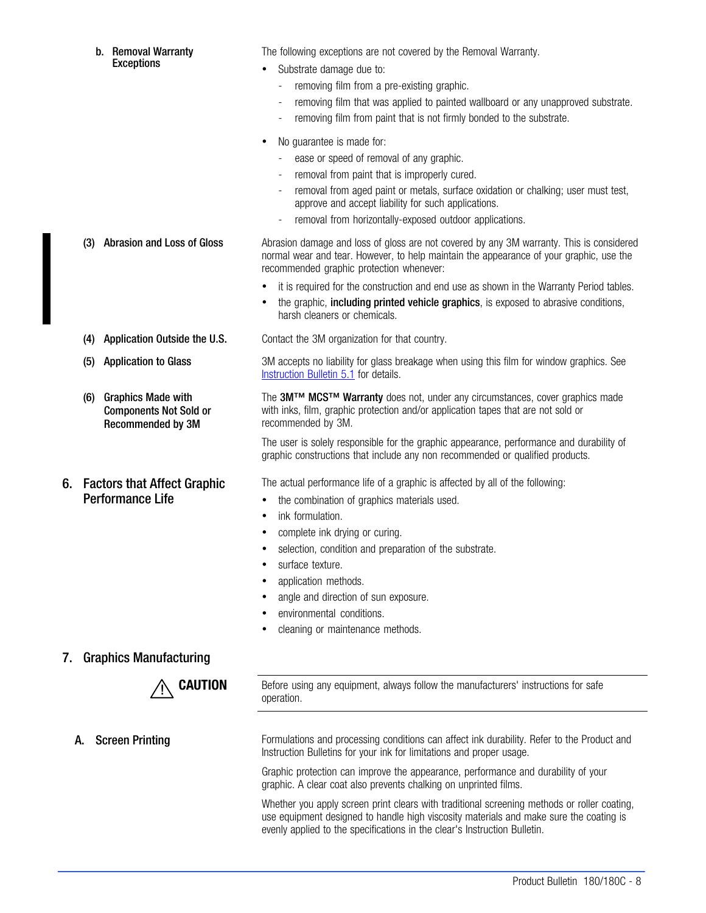#### b. Removal Warranty Exceptions

The following exceptions are not covered by the Removal Warranty.

- Substrate damage due to:
  - removing film from a pre-existing graphic.
  - removing film that was applied to painted wallboard or any unapproved substrate.
  - removing film from paint that is not firmly bonded to the substrate.
- No guarantee is made for:
  - ease or speed of removal of any graphic.
  - removal from paint that is improperly cured.
  - removal from aged paint or metals, surface oxidation or chalking; user must test, approve and accept liability for such applications.
  - removal from horizontally-exposed outdoor applications.

#### (3) Abrasion and Loss of Gloss

Abrasion damage and loss of gloss are not covered by any 3M warranty. This is considered normal wear and tear. However, to help maintain the appearance of your graphic, use the recommended graphic protection whenever:

- it is required for the construction and end use as shown in the Warranty Period tables.
- the graphic, **including printed vehicle graphics**, is exposed to abrasive conditions, harsh cleaners or chemicals.

#### (4) Application Outside the U.S.

Contact the 3M organization for that country.

#### (5) Application to Glass

3M accepts no liability for glass breakage when using this film for window graphics. See Instruction Bulletin 5.1 for details.

#### (6) Graphics Made with Components Not Sold or Recommended by 3M

The **3M™ MCS™ Warranty** does not, under any circumstances, cover graphics made with inks, film, graphic protection and/or application tapes that are not sold or recommended by 3M.

The user is solely responsible for the graphic appearance, performance and durability of graphic constructions that include any non recommended or qualified products.

## 6. Factors that Affect Graphic Performance Life

The actual performance life of a graphic is affected by all of the following:

- the combination of graphics materials used.
- ink formulation.
- complete ink drying or curing.
- selection, condition and preparation of the substrate.
- surface texture.
- application methods.
- angle and direction of sun exposure.
- environmental conditions.
- cleaning or maintenance methods.

## 7. Graphics Manufacturing

**⚠ CAUTION**

Before using any equipment, always follow the manufacturers' instructions for safe operation.

### A. Screen Printing

Formulations and processing conditions can affect ink durability. Refer to the Product and Instruction Bulletins for your ink for limitations and proper usage.

Graphic protection can improve the appearance, performance and durability of your graphic. A clear coat also prevents chalking on unprinted films.

Whether you apply screen print clears with traditional screening methods or roller coating, use equipment designed to handle high viscosity materials and make sure the coating is evenly applied to the specifications in the clear's Instruction Bulletin.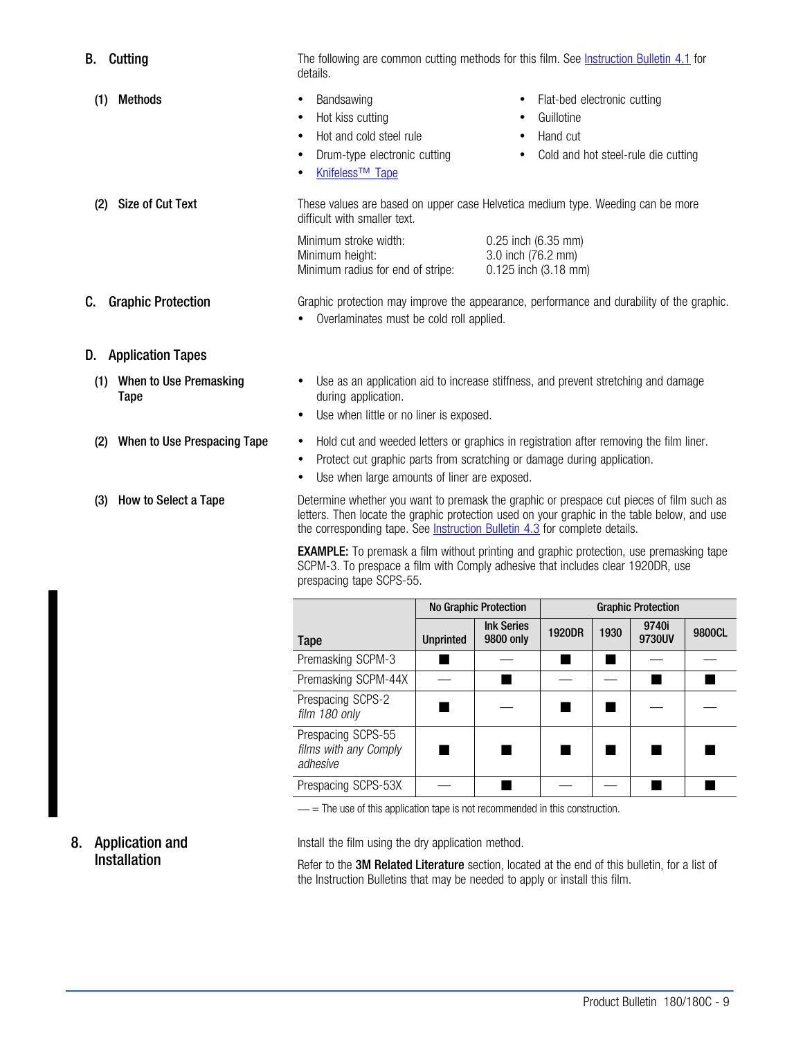## B. Cutting

The following are common cutting methods for this film. See Instruction Bulletin 4.1 for details.

### (1) Methods

- Bandsawing
- Hot kiss cutting
- Hot and cold steel rule
- Drum-type electronic cutting
- Knifeless™ Tape
- Flat-bed electronic cutting
- Guillotine
- Hand cut
- Cold and hot steel-rule die cutting

### (2) Size of Cut Text

These values are based on upper case Helvetica medium type. Weeding can be more difficult with smaller text.

| | |
|---|---|
| Minimum stroke width: | 0.25 inch (6.35 mm) |
| Minimum height: | 3.0 inch (76.2 mm) |
| Minimum radius for end of stripe: | 0.125 inch (3.18 mm) |

## C. Graphic Protection

Graphic protection may improve the appearance, performance and durability of the graphic.

- Overlaminates must be cold roll applied.

## D. Application Tapes

### (1) When to Use Premasking Tape

- Use as an application aid to increase stiffness, and prevent stretching and damage during application.
- Use when little or no liner is exposed.

### (2) When to Use Prespacing Tape

- Hold cut and weeded letters or graphics in registration after removing the film liner.
- Protect cut graphic parts from scratching or damage during application.
- Use when large amounts of liner are exposed.

### (3) How to Select a Tape

Determine whether you want to premask the graphic or prespace cut pieces of film such as letters. Then locate the graphic protection used on your graphic in the table below, and use the corresponding tape. See Instruction Bulletin 4.3 for complete details.

**EXAMPLE:** To premask a film without printing and graphic protection, use premasking tape SCPM-3. To prespace a film with Comply adhesive that includes clear 1920DR, use prespacing tape SCPS-55.

| Tape | No Graphic Protection | | Graphic Protection | | | |
|---|---|---|---|---|---|---|
| | Unprinted | Ink Series 9800 only | 1920DR | 1930 | 9740i 9730UV | 9800CL |
| Premasking SCPM-3 | ■ | — | ■ | ■ | — | — |
| Premasking SCPM-44X | — | ■ | — | — | ■ | ■ |
| Prespacing SCPS-2 *film 180 only* | ■ | — | ■ | ■ | — | — |
| Prespacing SCPS-55 *films with any Comply adhesive* | ■ | ■ | ■ | ■ | ■ | ■ |
| Prespacing SCPS-53X | — | ■ | — | — | ■ | ■ |

— = The use of this application tape is not recommended in this construction.

# 8. Application and Installation

Install the film using the dry application method.

Refer to the **3M Related Literature** section, located at the end of this bulletin, for a list of the Instruction Bulletins that may be needed to apply or install this film.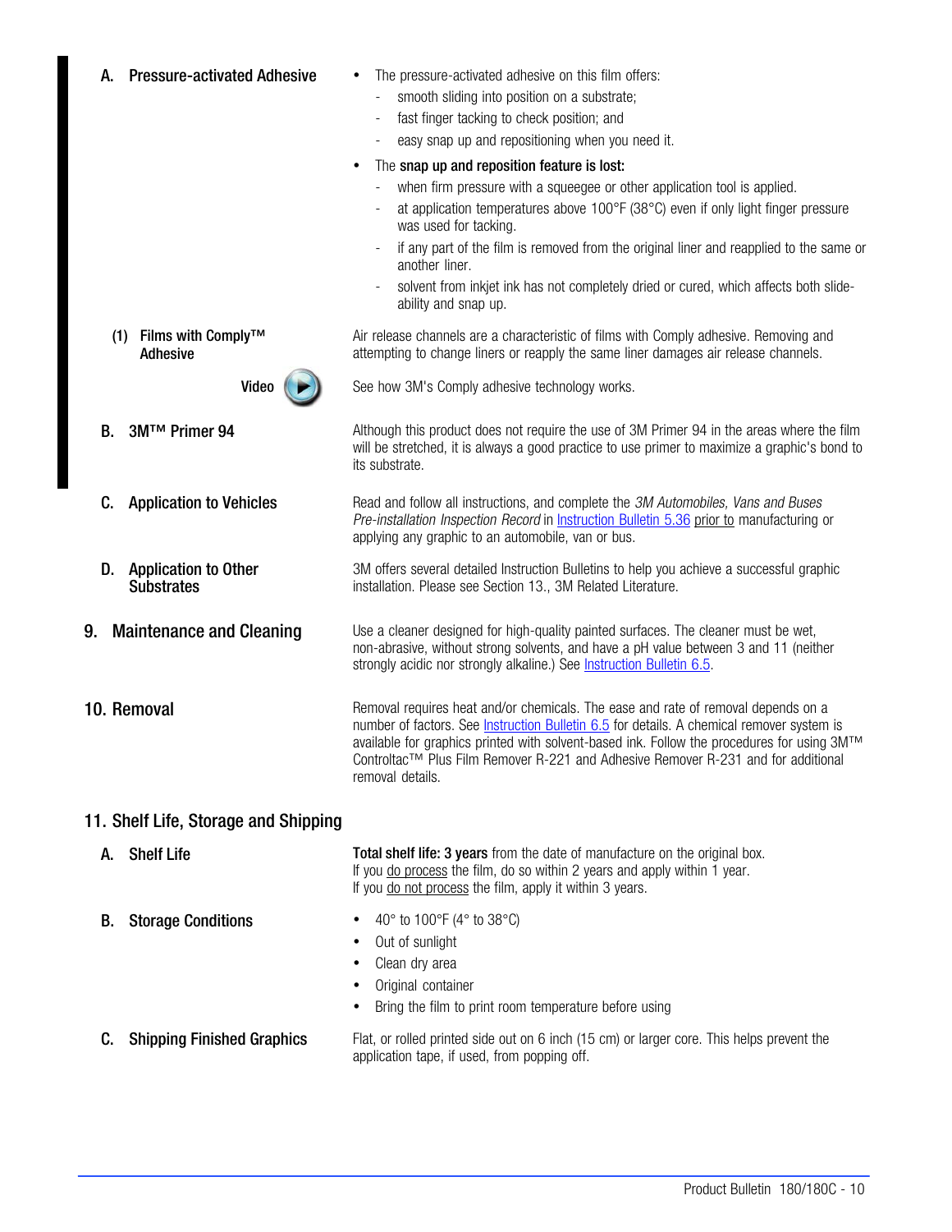### A. Pressure-activated Adhesive

- The pressure-activated adhesive on this film offers:
  - smooth sliding into position on a substrate;
  - fast finger tacking to check position; and
  - easy snap up and repositioning when you need it.
- The **snap up and reposition feature is lost:**
  - when firm pressure with a squeegee or other application tool is applied.
  - at application temperatures above 100°F (38°C) even if only light finger pressure was used for tacking.
  - if any part of the film is removed from the original liner and reapplied to the same or another liner.
  - solvent from inkjet ink has not completely dried or cured, which affects both slide-ability and snap up.

#### (1) Films with Comply™ Adhesive

Air release channels are a characteristic of films with Comply adhesive. Removing and attempting to change liners or reapply the same liner damages air release channels.

**Video**

See how 3M's Comply adhesive technology works.

### B. 3M™ Primer 94

Although this product does not require the use of 3M Primer 94 in the areas where the film will be stretched, it is always a good practice to use primer to maximize a graphic's bond to its substrate.

### C. Application to Vehicles

Read and follow all instructions, and complete the *3M Automobiles, Vans and Buses Pre-installation Inspection Record* in Instruction Bulletin 5.36 prior to manufacturing or applying any graphic to an automobile, van or bus.

### D. Application to Other Substrates

3M offers several detailed Instruction Bulletins to help you achieve a successful graphic installation. Please see Section 13., 3M Related Literature.

## 9. Maintenance and Cleaning

Use a cleaner designed for high-quality painted surfaces. The cleaner must be wet, non-abrasive, without strong solvents, and have a pH value between 3 and 11 (neither strongly acidic nor strongly alkaline.) See Instruction Bulletin 6.5.

## 10. Removal

Removal requires heat and/or chemicals. The ease and rate of removal depends on a number of factors. See Instruction Bulletin 6.5 for details. A chemical remover system is available for graphics printed with solvent-based ink. Follow the procedures for using 3M™ Controltac™ Plus Film Remover R-221 and Adhesive Remover R-231 for additional removal details.

## 11. Shelf Life, Storage and Shipping

### A. Shelf Life

**Total shelf life: 3 years** from the date of manufacture on the original box.
If you do process the film, do so within 2 years and apply within 1 year.
If you do not process the film, apply it within 3 years.

### B. Storage Conditions

- 40° to 100°F (4° to 38°C)
- Out of sunlight
- Clean dry area
- Original container
- Bring the film to print room temperature before using

### C. Shipping Finished Graphics

Flat, or rolled printed side out on 6 inch (15 cm) or larger core. This helps prevent the application tape, if used, from popping off.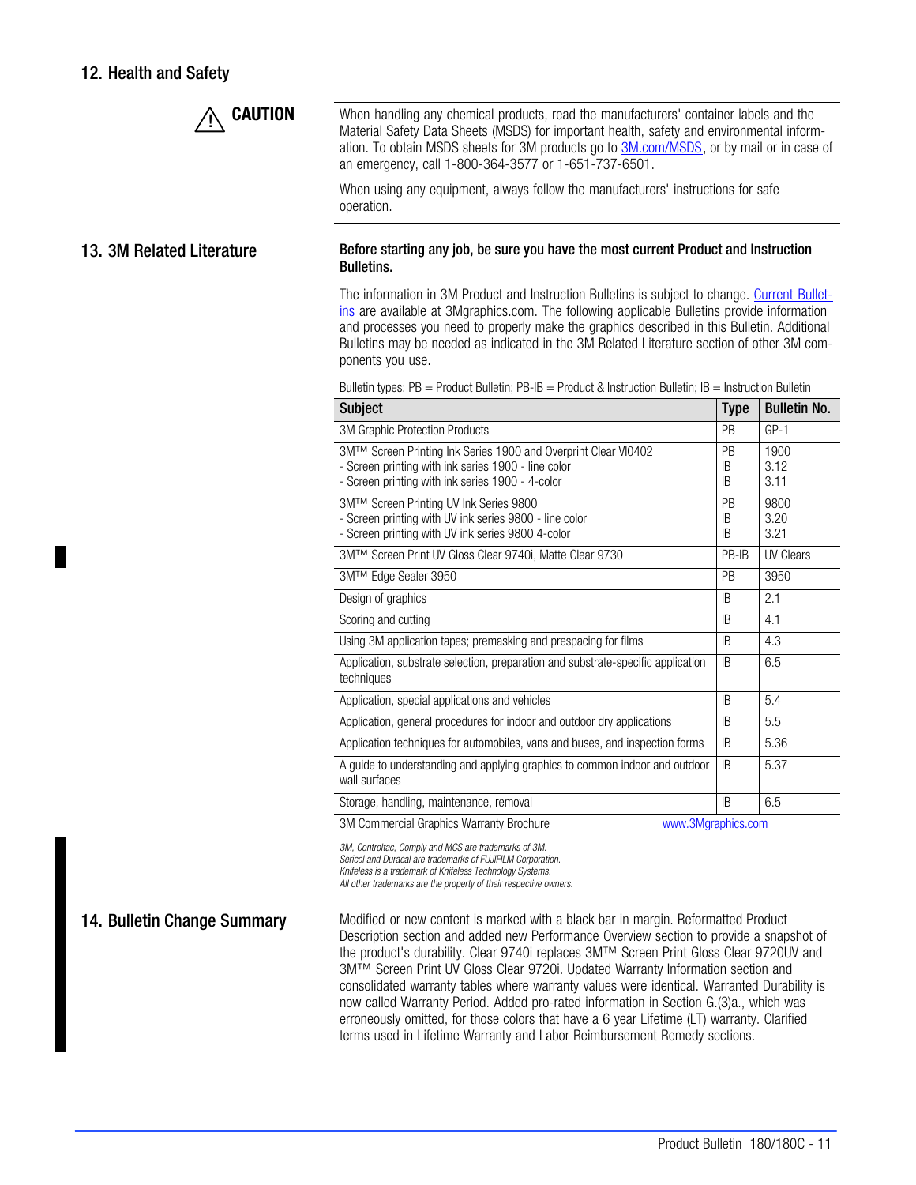## 12. Health and Safety

**CAUTION**

When handling any chemical products, read the manufacturers' container labels and the Material Safety Data Sheets (MSDS) for important health, safety and environmental information. To obtain MSDS sheets for 3M products go to 3M.com/MSDS, or by mail or in case of an emergency, call 1-800-364-3577 or 1-651-737-6501.

When using any equipment, always follow the manufacturers' instructions for safe operation.

## 13. 3M Related Literature

**Before starting any job, be sure you have the most current Product and Instruction Bulletins.**

The information in 3M Product and Instruction Bulletins is subject to change. Current Bulletins are available at 3Mgraphics.com. The following applicable Bulletins provide information and processes you need to properly make the graphics described in this Bulletin. Additional Bulletins may be needed as indicated in the 3M Related Literature section of other 3M components you use.

Bulletin types: PB = Product Bulletin; PB-IB = Product & Instruction Bulletin; IB = Instruction Bulletin

| Subject | Type | Bulletin No. |
|---|---|---|
| 3M Graphic Protection Products | PB | GP-1 |
| 3M™ Screen Printing Ink Series 1900 and Overprint Clear VI0402<br>- Screen printing with ink series 1900 - line color<br>- Screen printing with ink series 1900 - 4-color | PB<br>IB<br>IB | 1900<br>3.12<br>3.11 |
| 3M™ Screen Printing UV Ink Series 9800<br>- Screen printing with UV ink series 9800 - line color<br>- Screen printing with UV ink series 9800 4-color | PB<br>IB<br>IB | 9800<br>3.20<br>3.21 |
| 3M™ Screen Print UV Gloss Clear 9740i, Matte Clear 9730 | PB-IB | UV Clears |
| 3M™ Edge Sealer 3950 | PB | 3950 |
| Design of graphics | IB | 2.1 |
| Scoring and cutting | IB | 4.1 |
| Using 3M application tapes; premasking and prespacing for films | IB | 4.3 |
| Application, substrate selection, preparation and substrate-specific application techniques | IB | 6.5 |
| Application, special applications and vehicles | IB | 5.4 |
| Application, general procedures for indoor and outdoor dry applications | IB | 5.5 |
| Application techniques for automobiles, vans and buses, and inspection forms | IB | 5.36 |
| A guide to understanding and applying graphics to common indoor and outdoor wall surfaces | IB | 5.37 |
| Storage, handling, maintenance, removal | IB | 6.5 |
| 3M Commercial Graphics Warranty Brochure | www.3Mgraphics.com | |

*3M, Controltac, Comply and MCS are trademarks of 3M.*
*Sericol and Duracal are trademarks of FUJIFILM Corporation.*
*Knifeless is a trademark of Knifeless Technology Systems.*
*All other trademarks are the property of their respective owners.*

## 14. Bulletin Change Summary

Modified or new content is marked with a black bar in margin. Reformatted Product Description section and added new Performance Overview section to provide a snapshot of the product's durability. Clear 9740i replaces 3M™ Screen Print Gloss Clear 9720UV and 3M™ Screen Print UV Gloss Clear 9720i. Updated Warranty Information section and consolidated warranty tables where warranty values were identical. Warranted Durability is now called Warranty Period. Added pro-rated information in Section G.(3)a., which was erroneously omitted, for those colors that have a 6 year Lifetime (LT) warranty. Clarified terms used in Lifetime Warranty and Labor Reimbursement Remedy sections.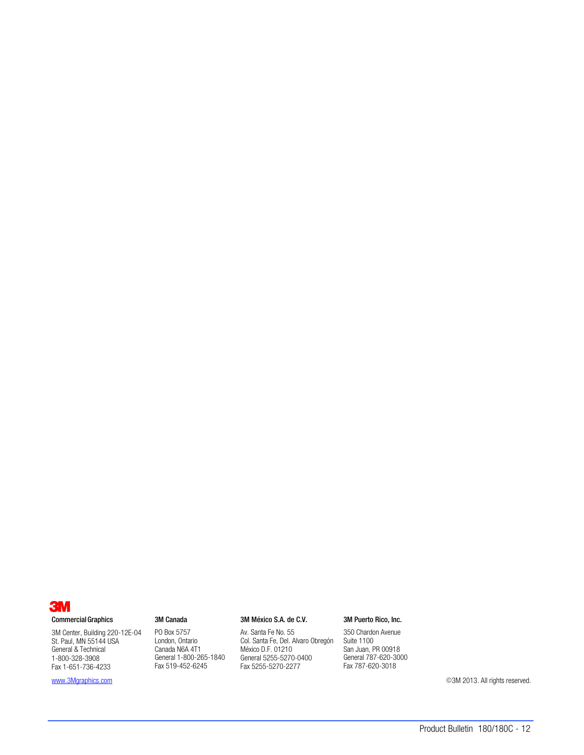3M

**Commercial Graphics**

3M Center, Building 220-12E-04
St. Paul, MN 55144 USA
General & Technical
1-800-328-3908
Fax 1-651-736-4233

**3M Canada**

PO Box 5757
London, Ontario
Canada N6A 4T1
General 1-800-265-1840
Fax 519-452-6245

**3M México S.A. de C.V.**

Av. Santa Fe No. 55
Col. Santa Fe, Del. Alvaro Obregón
México D.F. 01210
General 5255-5270-0400
Fax 5255-5270-2277

**3M Puerto Rico, Inc.**

350 Chardon Avenue
Suite 1100
San Juan, PR 00918
General 787-620-3000
Fax 787-620-3018

www.3Mgraphics.com

©3M 2013. All rights reserved.